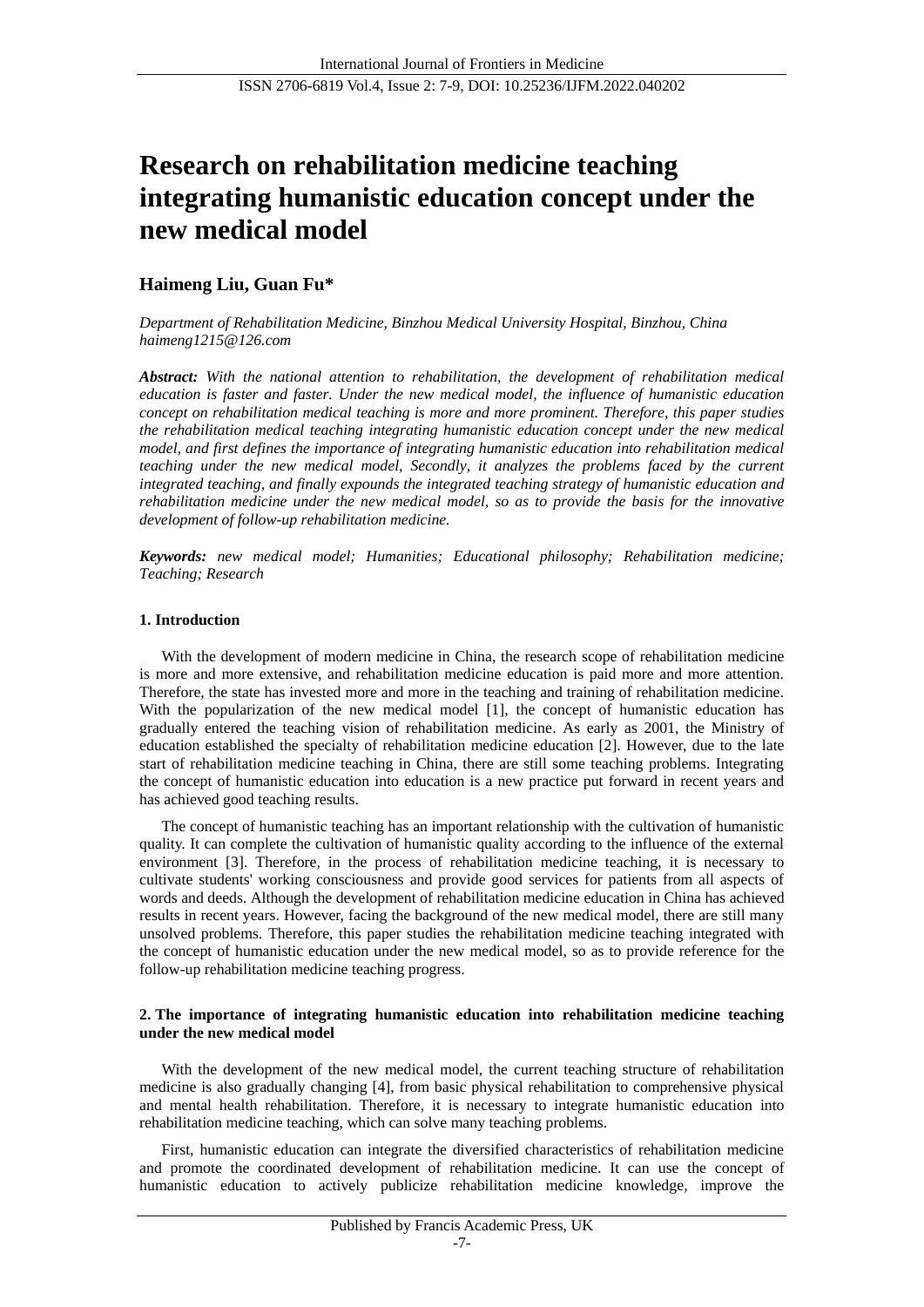# Research on rehabilitation medicine teaching integrating humanistic education concept under the new medical model

**Haimeng Liu, Guan Fu***

*Department of Rehabilitation Medicine, Binzhou Medical University Hospital, Binzhou, China*
*haimeng1215@126.com*

***Abstract:*** *With the national attention to rehabilitation, the development of rehabilitation medical education is faster and faster. Under the new medical model, the influence of humanistic education concept on rehabilitation medical teaching is more and more prominent. Therefore, this paper studies the rehabilitation medical teaching integrating humanistic education concept under the new medical model, and first defines the importance of integrating humanistic education into rehabilitation medical teaching under the new medical model, Secondly, it analyzes the problems faced by the current integrated teaching, and finally expounds the integrated teaching strategy of humanistic education and rehabilitation medicine under the new medical model, so as to provide the basis for the innovative development of follow-up rehabilitation medicine.*

***Keywords:*** *new medical model; Humanities; Educational philosophy; Rehabilitation medicine; Teaching; Research*

## 1. Introduction

With the development of modern medicine in China, the research scope of rehabilitation medicine is more and more extensive, and rehabilitation medicine education is paid more and more attention. Therefore, the state has invested more and more in the teaching and training of rehabilitation medicine. With the popularization of the new medical model [1], the concept of humanistic education has gradually entered the teaching vision of rehabilitation medicine. As early as 2001, the Ministry of education established the specialty of rehabilitation medicine education [2]. However, due to the late start of rehabilitation medicine teaching in China, there are still some teaching problems. Integrating the concept of humanistic education into education is a new practice put forward in recent years and has achieved good teaching results.

The concept of humanistic teaching has an important relationship with the cultivation of humanistic quality. It can complete the cultivation of humanistic quality according to the influence of the external environment [3]. Therefore, in the process of rehabilitation medicine teaching, it is necessary to cultivate students' working consciousness and provide good services for patients from all aspects of words and deeds. Although the development of rehabilitation medicine education in China has achieved results in recent years. However, facing the background of the new medical model, there are still many unsolved problems. Therefore, this paper studies the rehabilitation medicine teaching integrated with the concept of humanistic education under the new medical model, so as to provide reference for the follow-up rehabilitation medicine teaching progress.

## 2. The importance of integrating humanistic education into rehabilitation medicine teaching under the new medical model

With the development of the new medical model, the current teaching structure of rehabilitation medicine is also gradually changing [4], from basic physical rehabilitation to comprehensive physical and mental health rehabilitation. Therefore, it is necessary to integrate humanistic education into rehabilitation medicine teaching, which can solve many teaching problems.

First, humanistic education can integrate the diversified characteristics of rehabilitation medicine and promote the coordinated development of rehabilitation medicine. It can use the concept of humanistic education to actively publicize rehabilitation medicine knowledge, improve the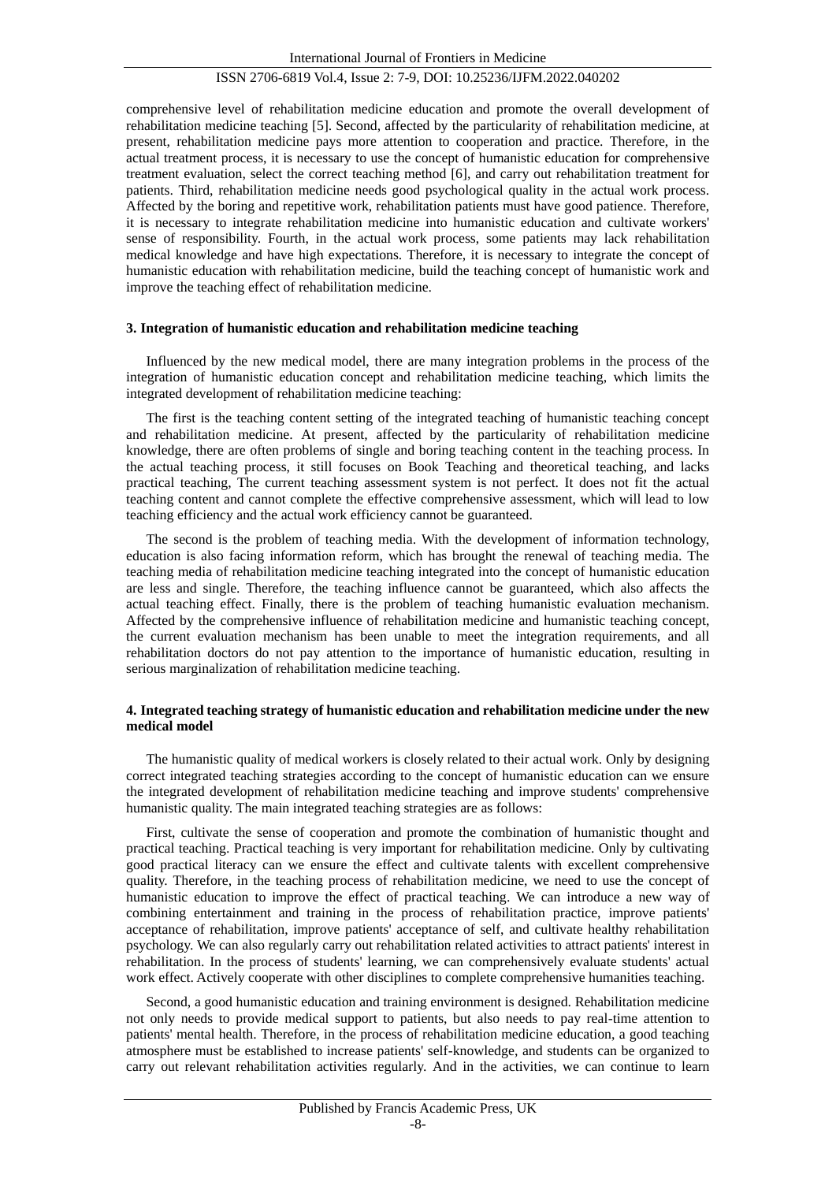comprehensive level of rehabilitation medicine education and promote the overall development of rehabilitation medicine teaching [5]. Second, affected by the particularity of rehabilitation medicine, at present, rehabilitation medicine pays more attention to cooperation and practice. Therefore, in the actual treatment process, it is necessary to use the concept of humanistic education for comprehensive treatment evaluation, select the correct teaching method [6], and carry out rehabilitation treatment for patients. Third, rehabilitation medicine needs good psychological quality in the actual work process. Affected by the boring and repetitive work, rehabilitation patients must have good patience. Therefore, it is necessary to integrate rehabilitation medicine into humanistic education and cultivate workers' sense of responsibility. Fourth, in the actual work process, some patients may lack rehabilitation medical knowledge and have high expectations. Therefore, it is necessary to integrate the concept of humanistic education with rehabilitation medicine, build the teaching concept of humanistic work and improve the teaching effect of rehabilitation medicine.

## 3. Integration of humanistic education and rehabilitation medicine teaching

Influenced by the new medical model, there are many integration problems in the process of the integration of humanistic education concept and rehabilitation medicine teaching, which limits the integrated development of rehabilitation medicine teaching:

The first is the teaching content setting of the integrated teaching of humanistic teaching concept and rehabilitation medicine. At present, affected by the particularity of rehabilitation medicine knowledge, there are often problems of single and boring teaching content in the teaching process. In the actual teaching process, it still focuses on Book Teaching and theoretical teaching, and lacks practical teaching, The current teaching assessment system is not perfect. It does not fit the actual teaching content and cannot complete the effective comprehensive assessment, which will lead to low teaching efficiency and the actual work efficiency cannot be guaranteed.

The second is the problem of teaching media. With the development of information technology, education is also facing information reform, which has brought the renewal of teaching media. The teaching media of rehabilitation medicine teaching integrated into the concept of humanistic education are less and single. Therefore, the teaching influence cannot be guaranteed, which also affects the actual teaching effect. Finally, there is the problem of teaching humanistic evaluation mechanism. Affected by the comprehensive influence of rehabilitation medicine and humanistic teaching concept, the current evaluation mechanism has been unable to meet the integration requirements, and all rehabilitation doctors do not pay attention to the importance of humanistic education, resulting in serious marginalization of rehabilitation medicine teaching.

## 4. Integrated teaching strategy of humanistic education and rehabilitation medicine under the new medical model

The humanistic quality of medical workers is closely related to their actual work. Only by designing correct integrated teaching strategies according to the concept of humanistic education can we ensure the integrated development of rehabilitation medicine teaching and improve students' comprehensive humanistic quality. The main integrated teaching strategies are as follows:

First, cultivate the sense of cooperation and promote the combination of humanistic thought and practical teaching. Practical teaching is very important for rehabilitation medicine. Only by cultivating good practical literacy can we ensure the effect and cultivate talents with excellent comprehensive quality. Therefore, in the teaching process of rehabilitation medicine, we need to use the concept of humanistic education to improve the effect of practical teaching. We can introduce a new way of combining entertainment and training in the process of rehabilitation practice, improve patients' acceptance of rehabilitation, improve patients' acceptance of self, and cultivate healthy rehabilitation psychology. We can also regularly carry out rehabilitation related activities to attract patients' interest in rehabilitation. In the process of students' learning, we can comprehensively evaluate students' actual work effect. Actively cooperate with other disciplines to complete comprehensive humanities teaching.

Second, a good humanistic education and training environment is designed. Rehabilitation medicine not only needs to provide medical support to patients, but also needs to pay real-time attention to patients' mental health. Therefore, in the process of rehabilitation medicine education, a good teaching atmosphere must be established to increase patients' self-knowledge, and students can be organized to carry out relevant rehabilitation activities regularly. And in the activities, we can continue to learn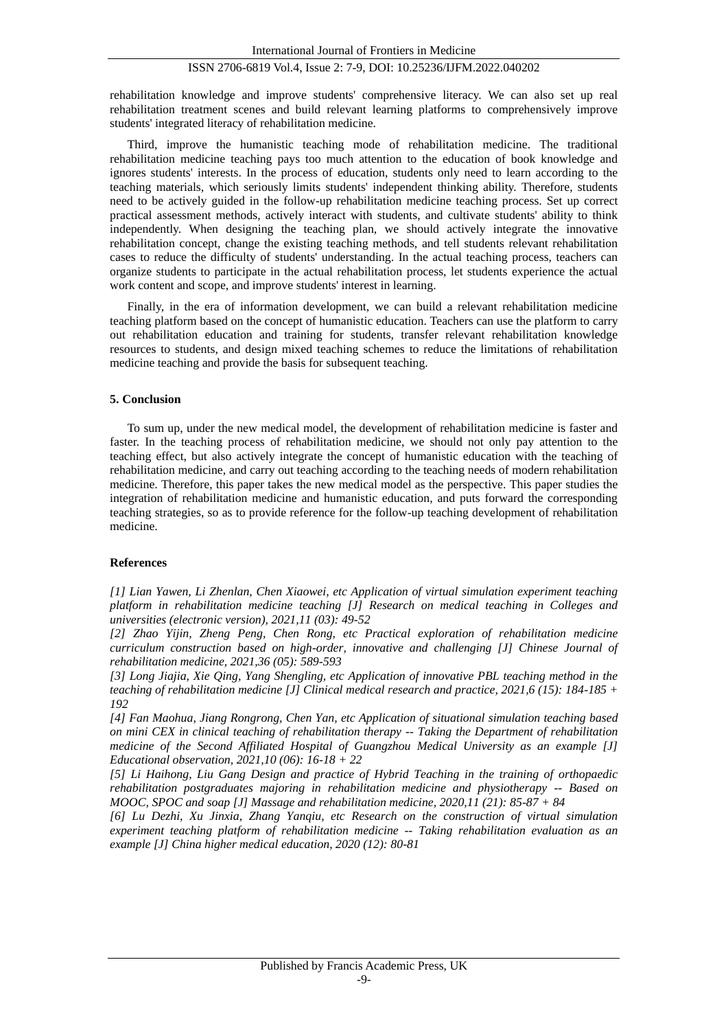rehabilitation knowledge and improve students' comprehensive literacy. We can also set up real rehabilitation treatment scenes and build relevant learning platforms to comprehensively improve students' integrated literacy of rehabilitation medicine.

Third, improve the humanistic teaching mode of rehabilitation medicine. The traditional rehabilitation medicine teaching pays too much attention to the education of book knowledge and ignores students' interests. In the process of education, students only need to learn according to the teaching materials, which seriously limits students' independent thinking ability. Therefore, students need to be actively guided in the follow-up rehabilitation medicine teaching process. Set up correct practical assessment methods, actively interact with students, and cultivate students' ability to think independently. When designing the teaching plan, we should actively integrate the innovative rehabilitation concept, change the existing teaching methods, and tell students relevant rehabilitation cases to reduce the difficulty of students' understanding. In the actual teaching process, teachers can organize students to participate in the actual rehabilitation process, let students experience the actual work content and scope, and improve students' interest in learning.

Finally, in the era of information development, we can build a relevant rehabilitation medicine teaching platform based on the concept of humanistic education. Teachers can use the platform to carry out rehabilitation education and training for students, transfer relevant rehabilitation knowledge resources to students, and design mixed teaching schemes to reduce the limitations of rehabilitation medicine teaching and provide the basis for subsequent teaching.

## 5. Conclusion

To sum up, under the new medical model, the development of rehabilitation medicine is faster and faster. In the teaching process of rehabilitation medicine, we should not only pay attention to the teaching effect, but also actively integrate the concept of humanistic education with the teaching of rehabilitation medicine, and carry out teaching according to the teaching needs of modern rehabilitation medicine. Therefore, this paper takes the new medical model as the perspective. This paper studies the integration of rehabilitation medicine and humanistic education, and puts forward the corresponding teaching strategies, so as to provide reference for the follow-up teaching development of rehabilitation medicine.

## References

*[1] Lian Yawen, Li Zhenlan, Chen Xiaowei, etc Application of virtual simulation experiment teaching platform in rehabilitation medicine teaching [J] Research on medical teaching in Colleges and universities (electronic version), 2021,11 (03): 49-52*

*[2] Zhao Yijin, Zheng Peng, Chen Rong, etc Practical exploration of rehabilitation medicine curriculum construction based on high-order, innovative and challenging [J] Chinese Journal of rehabilitation medicine, 2021,36 (05): 589-593*

*[3] Long Jiajia, Xie Qing, Yang Shengling, etc Application of innovative PBL teaching method in the teaching of rehabilitation medicine [J] Clinical medical research and practice, 2021,6 (15): 184-185 + 192*

*[4] Fan Maohua, Jiang Rongrong, Chen Yan, etc Application of situational simulation teaching based on mini CEX in clinical teaching of rehabilitation therapy -- Taking the Department of rehabilitation medicine of the Second Affiliated Hospital of Guangzhou Medical University as an example [J] Educational observation, 2021,10 (06): 16-18 + 22*

*[5] Li Haihong, Liu Gang Design and practice of Hybrid Teaching in the training of orthopaedic rehabilitation postgraduates majoring in rehabilitation medicine and physiotherapy -- Based on MOOC, SPOC and soap [J] Massage and rehabilitation medicine, 2020,11 (21): 85-87 + 84*

*[6] Lu Dezhi, Xu Jinxia, Zhang Yanqiu, etc Research on the construction of virtual simulation experiment teaching platform of rehabilitation medicine -- Taking rehabilitation evaluation as an example [J] China higher medical education, 2020 (12): 80-81*